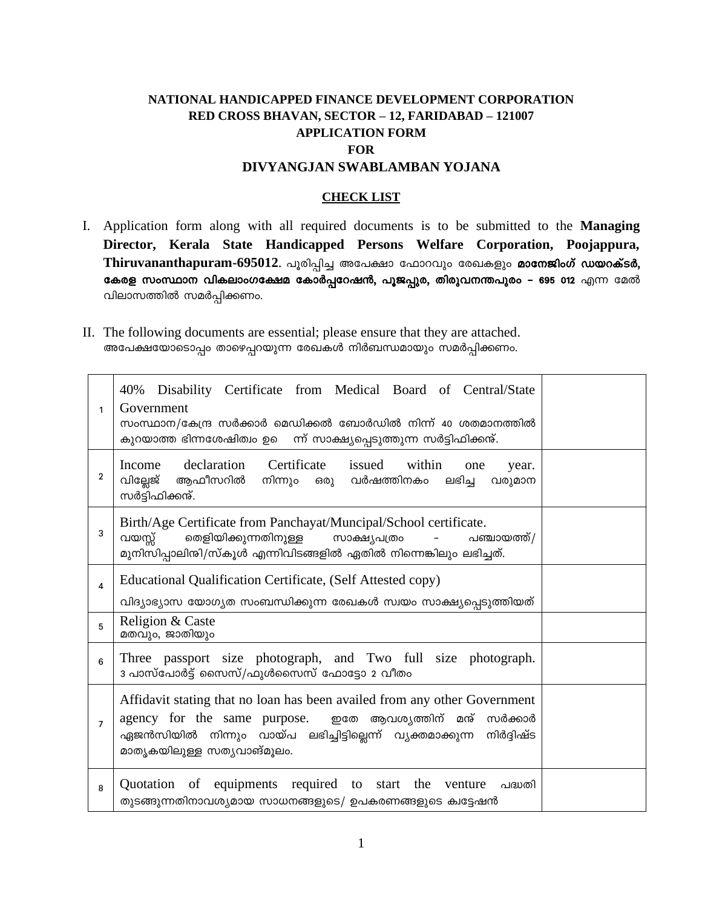**NATIONAL HANDICAPPED FINANCE DEVELOPMENT CORPORATION**
**RED CROSS BHAVAN, SECTOR – 12, FARIDABAD – 121007**
**APPLICATION FORM**
**FOR**
**DIVYANGJAN SWABLAMBAN YOJANA**

**CHECK LIST**

I. Application form along with all required documents is to be submitted to the **Managing Director, Kerala State Handicapped Persons Welfare Corporation, Poojappura, Thiruvananthapuram-695012**. പൂരിപ്പിച്ച അപേക്ഷാ ഫോറവും രേഖകളും **മാനേജിംഗ് ഡയറക്ടർ, കേരള സംസ്ഥാന വികലാംഗക്ഷേമ കോർപ്പറേഷൻ, പൂജപ്പുര, തിരുവനന്തപുരം – 695 012** എന്ന മേൽ വിലാസത്തിൽ സമർപ്പിക്കണം.

II. The following documents are essential; please ensure that they are attached. അപേക്ഷയോടൊപ്പം താഴെപ്പറയുന്ന രേഖകൾ നിർബന്ധമായും സമർപ്പിക്കണം.

| | | |
|---|---|---|
| 1 | 40% Disability Certificate from Medical Board of Central/State Government<br>സംസ്ഥാന/കേന്ദ്ര സർക്കാർ മെഡിക്കൽ ബോർഡിൽ നിന്ന് 40 ശതമാനത്തിൽ കുറയാത്ത ഭിന്നശേഷിത്വം ഉണ്ടെന്ന് സാക്ഷ്യപ്പെടുത്തുന്ന സർട്ടിഫിക്കറ്റ്. | |
| 2 | Income declaration Certificate issued within one year.<br>വില്ലേജ് ആഫീസറിൽ നിന്നും ഒരു വർഷത്തിനകം ലഭിച്ച വരുമാന സർട്ടിഫിക്കറ്റ്. | |
| 3 | Birth/Age Certificate from Panchayat/Muncipal/School certificate.<br>വയസ്സ് തെളിയിക്കുന്നതിനുള്ള സാക്ഷ്യപത്രം - പഞ്ചായത്ത്/ മുനിസിപ്പാലിറ്റി/സ്കൂൾ എന്നിവിടങ്ങളിൽ ഏതിൽ നിന്നെങ്കിലും ലഭിച്ചത്. | |
| 4 | Educational Qualification Certificate, (Self Attested copy)<br>വിദ്യാഭ്യാസ യോഗ്യത സംബന്ധിക്കുന്ന രേഖകൾ സ്വയം സാക്ഷ്യപ്പെടുത്തിയത് | |
| 5 | Religion & Caste<br>മതവും, ജാതിയും | |
| 6 | Three passport size photograph, and Two full size photograph.<br>3 പാസ്പോർട്ട് സൈസ്/ഫുൾസൈസ് ഫോട്ടോ 2 വീതം | |
| 7 | Affidavit stating that no loan has been availed from any other Government agency for the same purpose. ഇതേ ആവശ്യത്തിന് മറ്റ് സർക്കാർ ഏജൻസിയിൽ നിന്നും വായ്പ ലഭിച്ചിട്ടില്ലെന്ന് വ്യക്തമാക്കുന്ന നിർദ്ദിഷ്ട മാതൃകയിലുള്ള സത്യവാങ്മൂലം. | |
| 8 | Quotation of equipments required to start the venture പദ്ധതി തുടങ്ങുന്നതിനാവശ്യമായ സാധനങ്ങളുടെ/ ഉപകരണങ്ങളുടെ ക്വട്ടേഷൻ | |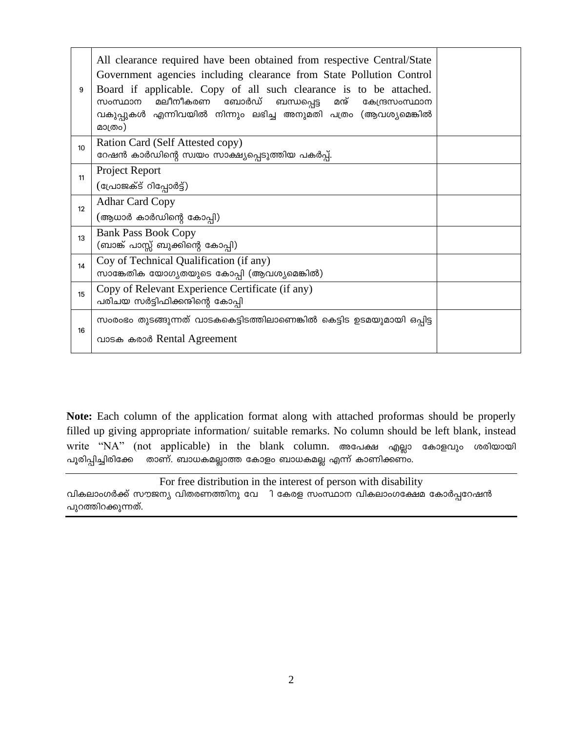| | | |
|---|---|---|
| 9 | All clearance required have been obtained from respective Central/State Government agencies including clearance from State Pollution Control Board if applicable. Copy of all such clearance is to be attached. സംസ്ഥാന മലീനീകരണ ബോർഡ് ബന്ധപ്പെട്ട മറ്റ് കേന്ദ്രസംസ്ഥാന വകുപ്പുകൾ എന്നിവയിൽ നിന്നും ലഭിച്ച അനുമതി പത്രം (ആവശ്യമെങ്കിൽ മാത്രം) | |
| 10 | Ration Card (Self Attested copy)<br>റേഷൻ കാർഡിന്റെ സ്വയം സാക്ഷ്യപ്പെടുത്തിയ പകർപ്പ്. | |
| 11 | Project Report<br>(പ്രോജക്ട് റിപ്പോർട്ട്) | |
| 12 | Adhar Card Copy<br>(ആധാർ കാർഡിന്റെ കോപ്പി) | |
| 13 | Bank Pass Book Copy<br>(ബാങ്ക് പാസ്സ് ബുക്കിന്റെ കോപ്പി) | |
| 14 | Coy of Technical Qualification (if any)<br>സാങ്കേതിക യോഗ്യതയുടെ കോപ്പി (ആവശ്യമെങ്കിൽ) | |
| 15 | Copy of Relevant Experience Certificate (if any)<br>പരിചയ സർട്ടിഫിക്കറ്റിന്റെ കോപ്പി | |
| 16 | സംരംഭം തുടങ്ങുന്നത് വാടകകെട്ടിടത്തിലാണെങ്കിൽ കെട്ടിട ഉടമയുമായി ഒപ്പിട്ട വാടക കരാർ Rental Agreement | |

**Note:** Each column of the application format along with attached proformas should be properly filled up giving appropriate information/ suitable remarks. No column should be left blank, instead write "NA" (not applicable) in the blank column. അപേക്ഷ എല്ലാ കോളവും ശരിയായി പൂരിപ്പിച്ചിരിക്കേ താണ്. ബാധകമല്ലാത്ത കോളം ബാധകമല്ല എന്ന് കാണിക്കണം.

For free distribution in the interest of person with disability
വികലാംഗർക്ക് സൗജന്യ വിതരണത്തിനു വേ ി കേരള സംസ്ഥാന വികലാംഗക്ഷേമ കോർപ്പറേഷൻ പുറത്തിറക്കുന്നത്.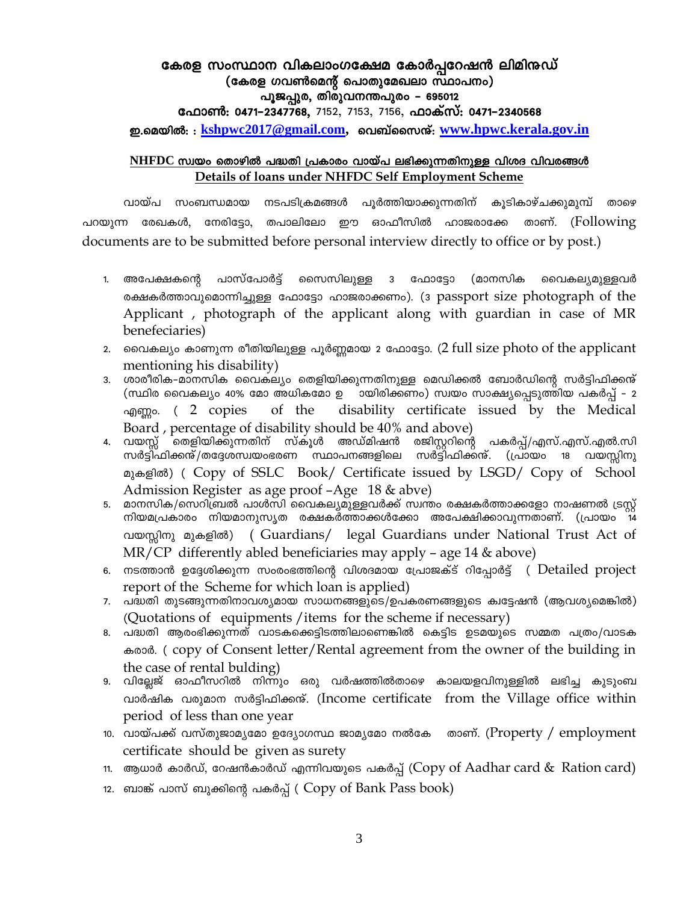# കേരള സംസ്ഥാന വികലാംഗക്ഷേമ കോർപ്പറേഷൻ ലിമിറ്റഡ്

**(കേരള ഗവൺമെന്റ് പൊതുമേഖലാ സ്ഥാപനം)**

**പൂജപ്പുര, തിരുവനന്തപുരം – 695012**

**ഫോൺ: 0471–2347768,** 7152, 7153, 7156, **ഫാക്സ്: 0471–2340568**

**ഇ.മെയിൽ: : kshpwc2017@gmail.com, വെബ്സൈറ്റ്: www.hpwc.kerala.gov.in**

## NHFDC സ്വയം തൊഴിൽ പദ്ധതി പ്രകാരം വായ്പ ലഭിക്കുന്നതിനുള്ള വിശദ വിവരങ്ങൾ
## Details of loans under NHFDC Self Employment Scheme

വായ്പ സംബന്ധമായ നടപടിക്രമങ്ങൾ പൂർത്തിയാക്കുന്നതിന് കൂടികാഴ്ചക്കുമുമ്പ് താഴെ പറയുന്ന രേഖകൾ, നേരിട്ടോ, തപാലിലോ ഈ ഓഫീസിൽ ഹാജരാക്കേ താണ്. (Following documents are to be submitted before personal interview directly to office or by post.)

1. അപേക്ഷകന്റെ പാസ്പോർട്ട് സൈസിലുള്ള 3 ഫോട്ടോ (മാനസിക വൈകല്യമുള്ളവർ രക്ഷകർത്താവുമൊന്നിച്ചുള്ള ഫോട്ടോ ഹാജരാക്കണം). (3 passport size photograph of the Applicant , photograph of the applicant along with guardian in case of MR benefeciaries)
2. വൈകല്യം കാണുന്ന രീതിയിലുള്ള പൂർണ്ണമായ 2 ഫോട്ടോ. (2 full size photo of the applicant mentioning his disability)
3. ശാരീരിക-മാനസിക വൈകല്യം തെളിയിക്കുന്നതിനുള്ള മെഡിക്കൽ ബോർഡിന്റെ സർട്ടിഫിക്കറ്റ് (സ്ഥിര വൈകല്യം 40% മോ അധികമോ ഉ ായിരിക്കണം) സ്വയം സാക്ഷ്യപ്പെടുത്തിയ പകർപ്പ് - 2 എണ്ണം. ( 2 copies of the disability certificate issued by the Medical Board , percentage of disability should be 40% and above)
4. വയസ്സ് തെളിയിക്കുന്നതിന് സ്കൂൾ അഡ്മിഷൻ രജിസ്റ്ററിന്റെ പകർപ്പ്/എസ്.എസ്.എൽ.സി സർട്ടിഫിക്കറ്റ്/തദ്ദേശസ്വയംഭരണ സ്ഥാപനങ്ങളിലെ സർട്ടിഫിക്കറ്റ്. (പ്രായം 18 വയസ്സിനു മുകളിൽ) ( Copy of SSLC Book/ Certificate issued by LSGD/ Copy of School Admission Register as age proof –Age 18 & abve)
5. മാനസിക/സെറിബ്രൽ പാൾസി വൈകല്യമുള്ളവർക്ക് സ്വന്തം രക്ഷകർത്താക്കളോ നാഷണൽ ട്രസ്റ്റ് നിയമപ്രകാരം നിയമാനുസൃത രക്ഷകർത്താക്കൾക്കോ അപേക്ഷിക്കാവുന്നതാണ്. (പ്രായം 14 വയസ്സിനു മുകളിൽ) ( Guardians/ legal Guardians under National Trust Act of MR/CP differently abled beneficiaries may apply – age 14 & above)
6. നടത്താൻ ഉദ്ദേശിക്കുന്ന സംരംഭത്തിന്റെ വിശദമായ പ്രോജക്ട് റിപ്പോർട്ട് ( Detailed project report of the Scheme for which loan is applied)
7. പദ്ധതി തുടങ്ങുന്നതിനാവശ്യമായ സാധനങ്ങളുടെ/ഉപകരണങ്ങളുടെ ക്വട്ടേഷൻ (ആവശ്യമെങ്കിൽ) (Quotations of equipments /items for the scheme if necessary)
8. പദ്ധതി ആരംഭിക്കുന്നത് വാടകക്കെട്ടിടത്തിലാണെങ്കിൽ കെട്ടിട ഉടമയുടെ സമ്മത പത്രം/വാടക കരാർ. ( copy of Consent letter/Rental agreement from the owner of the building in the case of rental bulding)
9. വില്ലേജ് ഓഫീസറിൽ നിന്നും ഒരു വർഷത്തിൽതാഴെ കാലയളവിനുള്ളിൽ ലഭിച്ച കുടുംബ വാർഷിക വരുമാന സർട്ടിഫിക്കറ്റ്. (Income certificate from the Village office within period of less than one year
10. വായ്പക്ക് വസ്തുജാമ്യമോ ഉദ്യോഗസ്ഥ ജാമ്യമോ നൽകേ താണ്. (Property / employment certificate should be given as surety
11. ആധാർ കാർഡ്, റേഷൻകാർഡ് എന്നിവയുടെ പകർപ്പ് (Copy of Aadhar card & Ration card)
12. ബാങ്ക് പാസ് ബുക്കിന്റെ പകർപ്പ് ( Copy of Bank Pass book)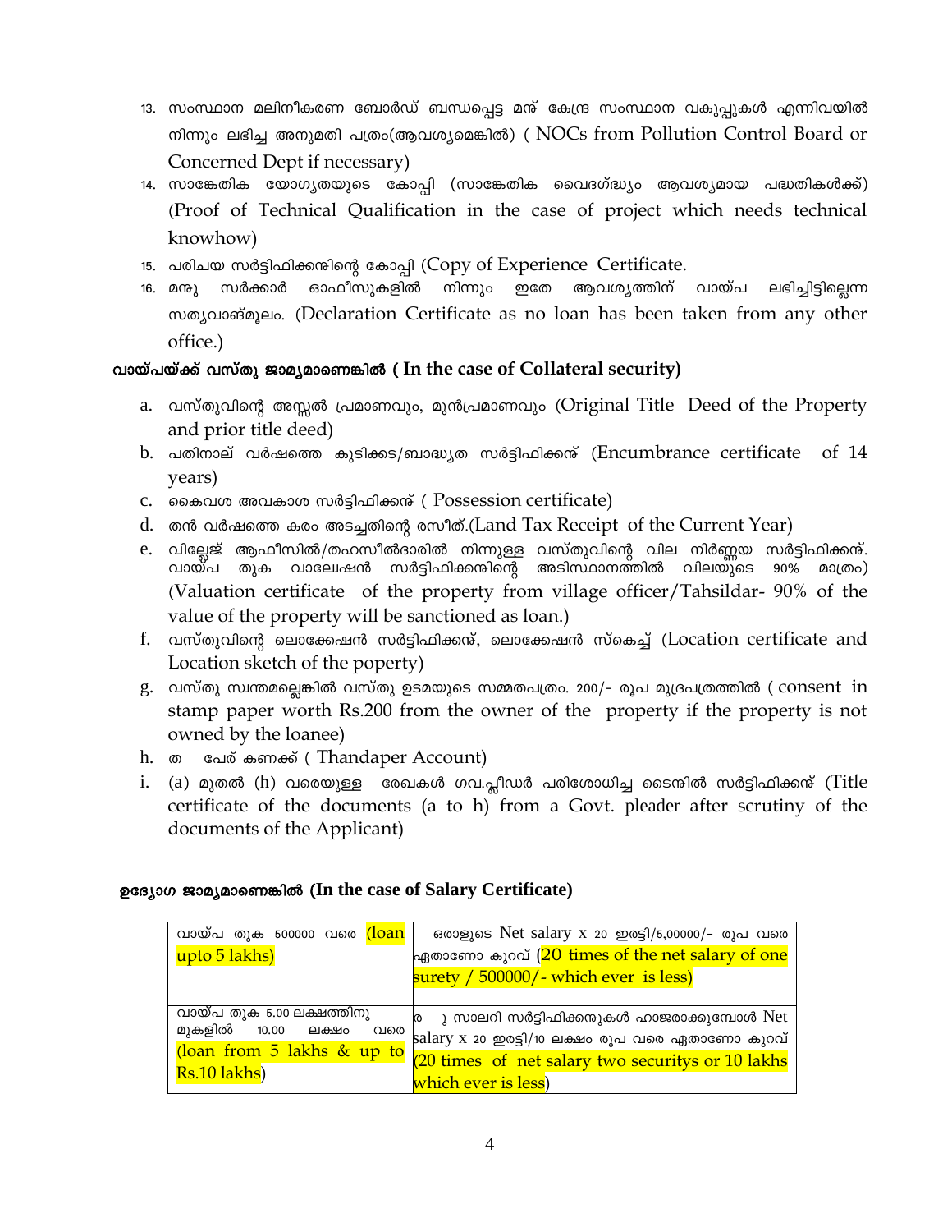13. സംസ്ഥാന മലിനീകരണ ബോർഡ് ബന്ധപ്പെട്ട മറ്റ് കേന്ദ്ര സംസ്ഥാന വകുപ്പുകൾ എന്നിവയിൽ നിന്നും ലഭിച്ച അനുമതി പത്രം(ആവശ്യമെങ്കിൽ) ( NOCs from Pollution Control Board or Concerned Dept if necessary)
14. സാങ്കേതിക യോഗ്യതയുടെ കോപ്പി (സാങ്കേതിക വൈദഗ്ദ്ധ്യം ആവശ്യമായ പദ്ധതികൾക്ക്) (Proof of Technical Qualification in the case of project which needs technical knowhow)
15. പരിചയ സർട്ടിഫിക്കറ്റിന്റെ കോപ്പി (Copy of Experience Certificate.
16. മറ്റു സർക്കാർ ഓഫീസുകളിൽ നിന്നും ഇതേ ആവശ്യത്തിന് വായ്പ ലഭിച്ചിട്ടില്ലെന്ന സത്യവാങ്മൂലം. (Declaration Certificate as no loan has been taken from any other office.)

**വായ്പയ്ക്ക് വസ്തു ജാമ്യമാണെങ്കിൽ ( In the case of Collateral security)**

a. വസ്തുവിന്റെ അസ്സൽ പ്രമാണവും, മുൻപ്രമാണവും (Original Title Deed of the Property and prior title deed)
b. പതിനാല് വർഷത്തെ കുടിക്കട/ബാദ്ധ്യത സർട്ടിഫിക്കറ്റ് (Encumbrance certificate of 14 years)
c. കൈവശ അവകാശ സർട്ടിഫിക്കറ്റ് ( Possession certificate)
d. തൻ വർഷത്തെ കരം അടച്ചതിന്റെ രസീത്.(Land Tax Receipt of the Current Year)
e. വില്ലേജ് ആഫീസിൽ/തഹസീൽദാരിൽ നിന്നുള്ള വസ്തുവിന്റെ വില നിർണ്ണയ സർട്ടിഫിക്കറ്റ്. വായ്പ തുക വാലേഷൻ സർട്ടിഫിക്കറ്റിന്റെ അടിസ്ഥാനത്തിൽ വിലയുടെ 90% മാത്രം) (Valuation certificate of the property from village officer/Tahsildar- 90% of the value of the property will be sanctioned as loan.)
f. വസ്തുവിന്റെ ലൊക്കേഷൻ സർട്ടിഫിക്കറ്റ്, ലൊക്കേഷൻ സ്കെച്ച് (Location certificate and Location sketch of the poperty)
g. വസ്തു സ്വന്തമല്ലെങ്കിൽ വസ്തു ഉടമയുടെ സമ്മതപത്രം. 200/- രൂപ മുദ്രപത്രത്തിൽ ( consent in stamp paper worth Rs.200 from the owner of the property if the property is not owned by the loanee)
h. ത പേര് കണക്ക് ( Thandaper Account)
i. (a) മുതൽ (h) വരെയുള്ള രേഖകൾ ഗവ.പ്ലീഡർ പരിശോധിച്ച ടൈറ്റിൽ സർട്ടിഫിക്കറ്റ് (Title certificate of the documents (a to h) from a Govt. pleader after scrutiny of the documents of the Applicant)

**ഉദ്യോഗ ജാമ്യമാണെങ്കിൽ (In the case of Salary Certificate)**

| | |
|---|---|
| വായ്പ തുക 500000 വരെ (loan upto 5 lakhs) | ഒരാളുടെ Net salary x 20 ഇരട്ടി/5,00000/- രൂപ വരെ ഏതാണോ കുറവ് (20 times of the net salary of one surety / 500000/- which ever is less) |
| വായ്പ തുക 5.00 ലക്ഷത്തിനു മുകളിൽ 10.00 ലക്ഷം വരെ (loan from 5 lakhs & up to Rs.10 lakhs) | ര ു സാലറി സർട്ടിഫിക്കറ്റുകൾ ഹാജരാക്കുമ്പോൾ Net salary x 20 ഇരട്ടി/10 ലക്ഷം രൂപ വരെ ഏതാണോ കുറവ് (20 times of net salary two securitys or 10 lakhs which ever is less) |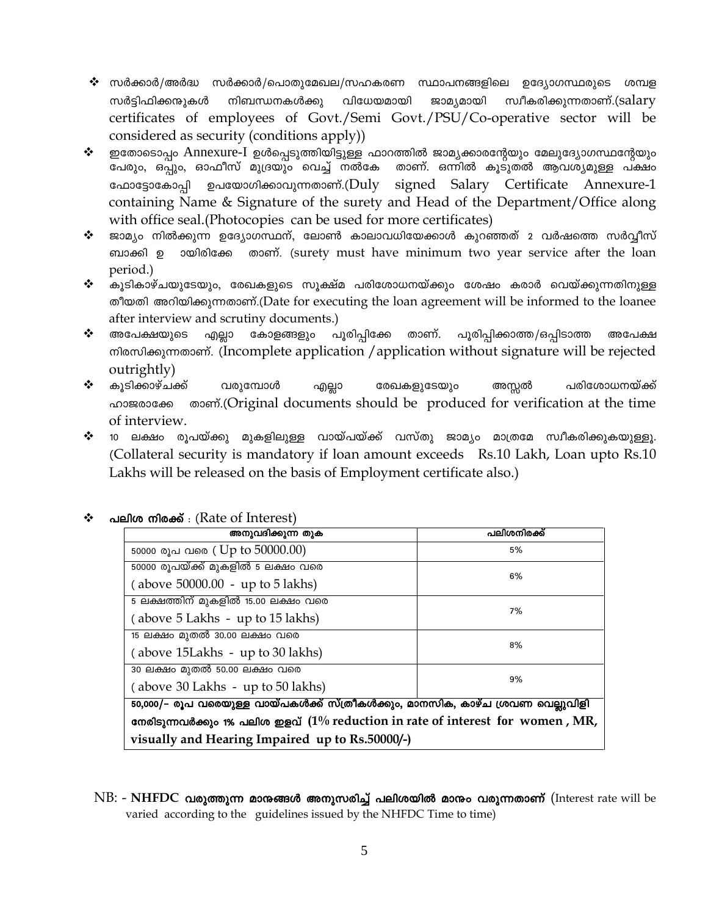- ❖ സർക്കാർ/അർദ്ധ സർക്കാർ/പൊതുമേഖല/സഹകരണ സ്ഥാപനങ്ങളിലെ ഉദ്യോഗസ്ഥരുടെ ശമ്പള സർട്ടിഫിക്കറ്റുകൾ നിബന്ധനകൾക്കു വിധേയമായി ജാമ്യമായി സ്വീകരിക്കുന്നതാണ്.(salary certificates of employees of Govt./Semi Govt./PSU/Co-operative sector will be considered as security (conditions apply))
- ❖ ഇതോടൊപ്പം Annexure-I ഉൾപ്പെടുത്തിയിട്ടുള്ള ഫാറത്തിൽ ജാമ്യക്കാരന്റേയും മേലുദ്യോഗസ്ഥന്റേയും പേരും, ഒപ്പും, ഓഫീസ് മുദ്രയും വെച്ച് നൽകേ താണ്. ഒന്നിൽ കൂടുതൽ ആവശ്യമുള്ള പക്ഷം ഫോട്ടോകോപ്പി ഉപയോഗിക്കാവുന്നതാണ്.(Duly signed Salary Certificate Annexure-1 containing Name & Signature of the surety and Head of the Department/Office along with office seal.(Photocopies can be used for more certificates)
- ❖ ജാമ്യം നിൽക്കുന്ന ഉദ്യോഗസ്ഥന്, ലോൺ കാലാവധിയേക്കാൾ കുറഞ്ഞത് 2 വർഷത്തെ സർവ്വീസ് ബാക്കി ഉ ായിരിക്കേ താണ്. (surety must have minimum two year service after the loan period.)
- ❖ കൂടികാഴ്ചയുടേയും, രേഖകളുടെ സൂക്ഷ്മ പരിശോധനയ്ക്കും ശേഷം കരാർ വെയ്ക്കുന്നതിനുള്ള തീയതി അറിയിക്കുന്നതാണ്.(Date for executing the loan agreement will be informed to the loanee after interview and scrutiny documents.)
- ❖ അപേക്ഷയുടെ എല്ലാ കോളങ്ങളും പൂരിപ്പിക്കേ താണ്. പൂരിപ്പിക്കാത്ത/ഒപ്പിടാത്ത അപേക്ഷ നിരസിക്കുന്നതാണ്. (Incomplete application /application without signature will be rejected outrightly)
- ❖ കൂടിക്കാഴ്ചക്ക് വരുമ്പോൾ എല്ലാ രേഖകളുടേയും അസ്സൽ പരിശോധനയ്ക്ക് ഹാജരാക്കേ താണ്.(Original documents should be produced for verification at the time of interview.
- ❖ 10 ലക്ഷം രൂപയ്ക്കു മുകളിലുള്ള വായ്പയ്ക്ക് വസ്തു ജാമ്യം മാത്രമേ സ്വീകരിക്കുകയുള്ളൂ. (Collateral security is mandatory if loan amount exceeds Rs.10 Lakh, Loan upto Rs.10 Lakhs will be released on the basis of Employment certificate also.)

- ❖ **പലിശ നിരക്ക്** : (Rate of Interest)

| അനുവദിക്കുന്ന തുക | പലിശനിരക്ക് |
|---|---|
| 50000 രൂപ വരെ ( Up to 50000.00) | 5% |
| 50000 രൂപയ്ക്ക് മുകളിൽ 5 ലക്ഷം വരെ ( above 50000.00 - up to 5 lakhs) | 6% |
| 5 ലക്ഷത്തിന് മുകളിൽ 15.00 ലക്ഷം വരെ ( above 5 Lakhs - up to 15 lakhs) | 7% |
| 15 ലക്ഷം മുതൽ 30.00 ലക്ഷം വരെ ( above 15Lakhs - up to 30 lakhs) | 8% |
| 30 ലക്ഷം മുതൽ 50.00 ലക്ഷം വരെ ( above 30 Lakhs - up to 50 lakhs) | 9% |
| **50,000/- രൂപ വരെയുള്ള വായ്പകൾക്ക് സ്ത്രീകൾക്കും, മാനസിക, കാഴ്ച ശ്രവണ വെല്ലുവിളി നേരിടുന്നവർക്കും 1% പലിശ ഇളവ് (1% reduction in rate of interest for women , MR, visually and Hearing Impaired up to Rs.50000/-)** | |

NB: - **NHFDC വരുത്തുന്ന മാറ്റങ്ങൾ അനുസരിച്ച് പലിശയിൽ മാറ്റം വരുന്നതാണ്** (Interest rate will be varied according to the guidelines issued by the NHFDC Time to time)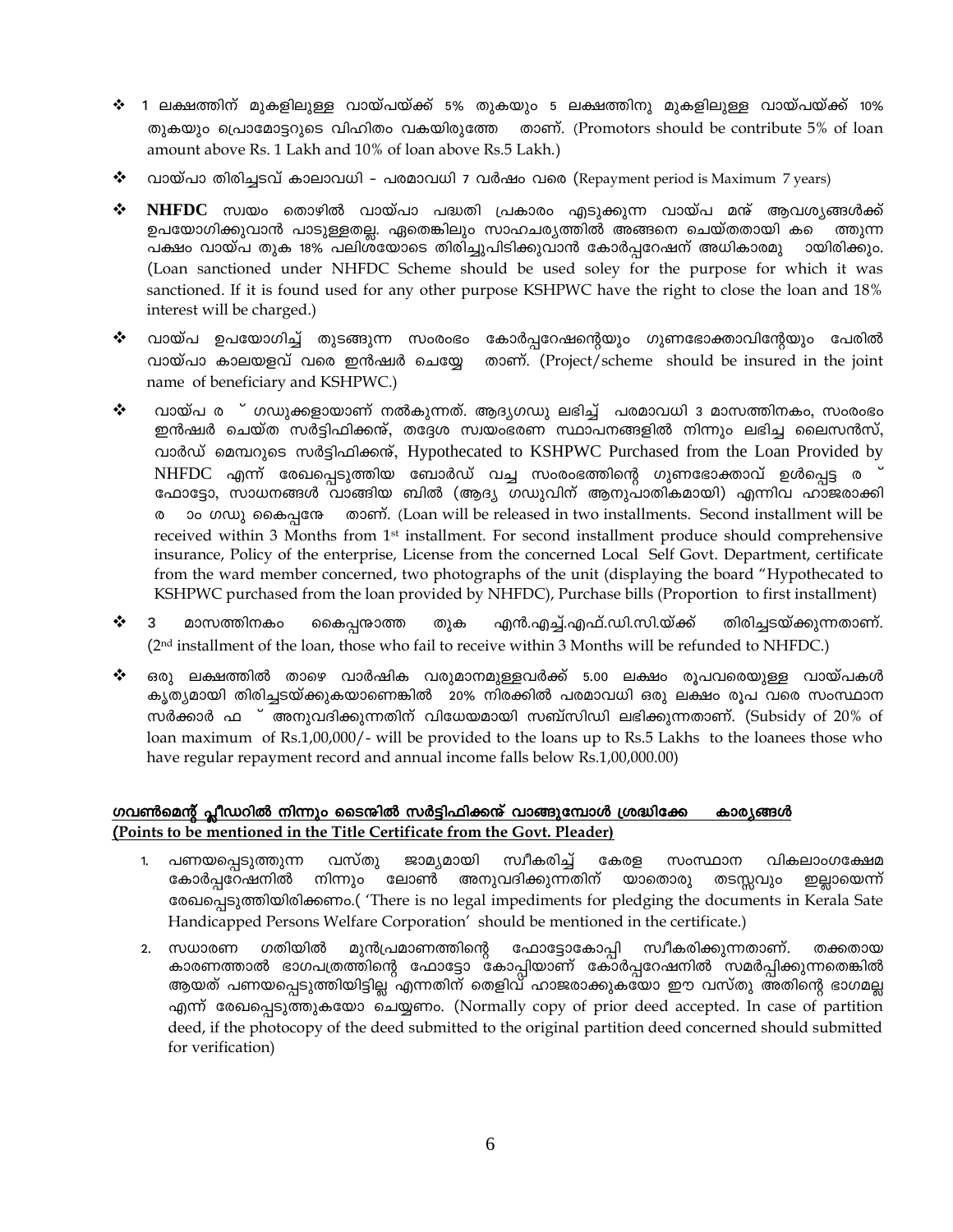- ❖ 1 ലക്ഷത്തിന് മുകളിലുള്ള വായ്പയ്ക്ക് 5% തുകയും 5 ലക്ഷത്തിനു മുകളിലുള്ള വായ്പയ്ക്ക് 10% തുകയും പ്രൊമോട്ടറുടെ വിഹിതം വകയിരുത്തേ താണ്. (Promotors should be contribute 5% of loan amount above Rs. 1 Lakh and 10% of loan above Rs.5 Lakh.)

- ❖ വായ്പാ തിരിച്ചടവ് കാലാവധി – പരമാവധി 7 വർഷം വരെ (Repayment period is Maximum 7 years)

- ❖ **NHFDC** സ്വയം തൊഴിൽ വായ്പാ പദ്ധതി പ്രകാരം എടുക്കുന്ന വായ്പ മറ്റ് ആവശ്യങ്ങൾക്ക് ഉപയോഗിക്കുവാൻ പാടുള്ളതല്ല. ഏതെങ്കിലും സാഹചര്യത്തിൽ അങ്ങനെ ചെയ്തതായി ക ത്തുന്ന പക്ഷം വായ്പ തുക 18% പലിശയോടെ തിരിച്ചുപിടിക്കുവാൻ കോർപ്പറേഷന് അധികാരമു ായിരിക്കും. (Loan sanctioned under NHFDC Scheme should be used soley for the purpose for which it was sanctioned. If it is found used for any other purpose KSHPWC have the right to close the loan and 18% interest will be charged.)

- ❖ വായ്പ ഉപയോഗിച്ച് തുടങ്ങുന്ന സംരംഭം കോർപ്പറേഷന്റെയും ഗുണഭോക്താവിന്റേയും പേരിൽ വായ്പാ കാലയളവ് വരെ ഇൻഷ്വർ ചെയ്യേ താണ്. (Project/scheme should be insured in the joint name of beneficiary and KSHPWC.)

- ❖ വായ്പ ര ് ഗഡുക്കളായാണ് നൽകുന്നത്. ആദ്യഗഡു ലഭിച്ച് പരമാവധി 3 മാസത്തിനകം, സംരംഭം ഇൻഷ്വർ ചെയ്ത സർട്ടിഫിക്കറ്റ്, തദ്ദേശ സ്വയംഭരണ സ്ഥാപനങ്ങളിൽ നിന്നും ലഭിച്ച ലൈസൻസ്, വാർഡ് മെമ്പറുടെ സർട്ടിഫിക്കറ്റ്, Hypothecated to KSHPWC Purchased from the Loan Provided by NHFDC എന്ന് രേഖപ്പെടുത്തിയ ബോർഡ് വച്ച സംരംഭത്തിന്റെ ഗുണഭോക്താവ് ഉൾപ്പെട്ട ര ് ഫോട്ടോ, സാധനങ്ങൾ വാങ്ങിയ ബിൽ (ആദ്യ ഗഡുവിന് ആനുപാതികമായി) എന്നിവ ഹാജരാക്കി ര ാം ഗഡു കൈപ്പറ്റേ താണ്. (Loan will be released in two installments. Second installment will be received within 3 Months from 1st installment. For second installment produce should comprehensive insurance, Policy of the enterprise, License from the concerned Local Self Govt. Department, certificate from the ward member concerned, two photographs of the unit (displaying the board "Hypothecated to KSHPWC purchased from the loan provided by NHFDC), Purchase bills (Proportion to first installment)

- ❖ 3 മാസത്തിനകം കൈപ്പറ്റാത്ത തുക എൻ.എച്ച്.എഫ്.ഡി.സി.യ്ക്ക് തിരിച്ചടയ്ക്കുന്നതാണ്. (2nd installment of the loan, those who fail to receive within 3 Months will be refunded to NHFDC.)

- ❖ ഒരു ലക്ഷത്തിൽ താഴെ വാർഷിക വരുമാനമുള്ളവർക്ക് 5.00 ലക്ഷം രൂപവരെയുള്ള വായ്പകൾ കൃത്യമായി തിരിച്ചടയ്ക്കുകയാണെങ്കിൽ 20% നിരക്കിൽ പരമാവധി ഒരു ലക്ഷം രൂപ വരെ സംസ്ഥാന സർക്കാർ ഫ ് അനുവദിക്കുന്നതിന് വിധേയമായി സബ്സിഡി ലഭിക്കുന്നതാണ്. (Subsidy of 20% of loan maximum of Rs.1,00,000/- will be provided to the loans up to Rs.5 Lakhs to the loanees those who have regular repayment record and annual income falls below Rs.1,00,000.00)

**ഗവൺമെന്റ് പ്ലീഡറിൽ നിന്നും ടൈറ്റിൽ സർട്ടിഫിക്കറ്റ് വാങ്ങുമ്പോൾ ശ്രദ്ധിക്കേ കാര്യങ്ങൾ**
**(Points to be mentioned in the Title Certificate from the Govt. Pleader)**

1. പണയപ്പെടുത്തുന്ന വസ്തു ജാമ്യമായി സ്വീകരിച്ച് കേരള സംസ്ഥാന വികലാംഗക്ഷേമ കോർപ്പറേഷനിൽ നിന്നും ലോൺ അനുവദിക്കുന്നതിന് യാതൊരു തടസ്സവും ഇല്ലായെന്ന് രേഖപ്പെടുത്തിയിരിക്കണം.( 'There is no legal impediments for pledging the documents in Kerala Sate Handicapped Persons Welfare Corporation' should be mentioned in the certificate.)
2. സധാരണ ഗതിയിൽ മുൻപ്രമാണത്തിന്റെ ഫോട്ടോകോപ്പി സ്വീകരിക്കുന്നതാണ്. തക്കതായ കാരണത്താൽ ഭാഗപത്രത്തിന്റെ ഫോട്ടോ കോപ്പിയാണ് കോർപ്പറേഷനിൽ സമർപ്പിക്കുന്നതെങ്കിൽ ആയത് പണയപ്പെടുത്തിയിട്ടില്ല എന്നതിന് തെളിവ് ഹാജരാക്കുകയോ ഈ വസ്തു അതിന്റെ ഭാഗമല്ല എന്ന് രേഖപ്പെടുത്തുകയോ ചെയ്യണം. (Normally copy of prior deed accepted. In case of partition deed, if the photocopy of the deed submitted to the original partition deed concerned should submitted for verification)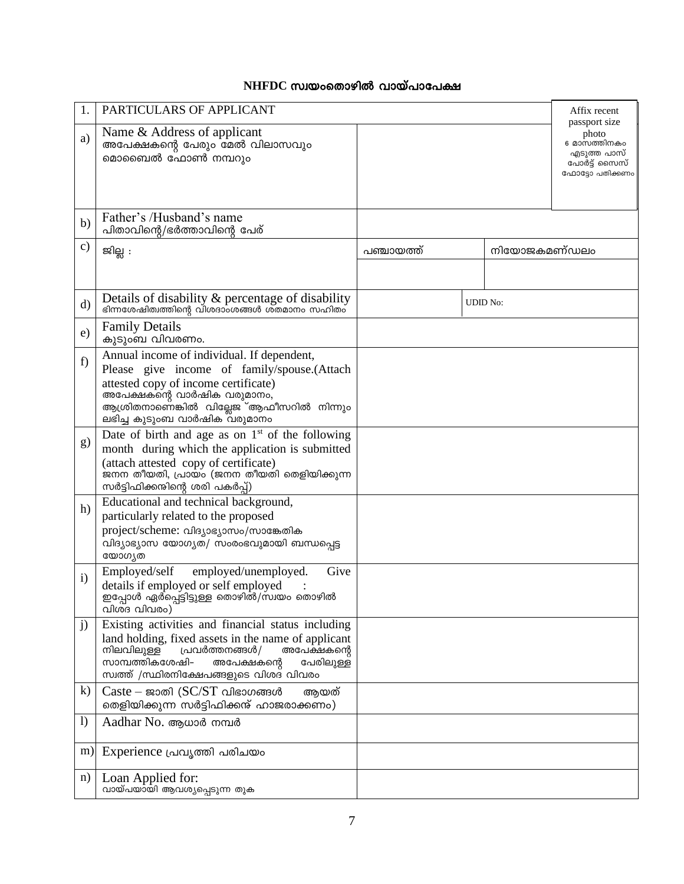## NHFDC സ്വയംതൊഴിൽ വായ്പാപേക്ഷ

| 1. | PARTICULARS OF APPLICANT | | | Affix recent passport size photo<br>6 മാസത്തിനകം എടുത്ത പാസ് പോർട്ട് സൈസ് ഫോട്ടോ പതിക്കണം |
|---|---|---|---|---|
| a) | Name & Address of applicant<br>അപേക്ഷകന്റെ പേരും മേൽ വിലാസവും മൊബൈൽ ഫോൺ നമ്പറും | | | |
| b) | Father's /Husband's name<br>പിതാവിന്റെ/ഭർത്താവിന്റെ പേര് | | | |
| c) | ജില്ല : | പഞ്ചായത്ത് | നിയോജകമണ്ഡലം | |
| d) | Details of disability & percentage of disability<br>ഭിന്നശേഷിത്വത്തിന്റെ വിശദാംശങ്ങൾ ശതമാനം സഹിതം | | UDID No: | |
| e) | Family Details<br>കുടുംബ വിവരണം. | | | |
| f) | Annual income of individual. If dependent, Please give income of family/spouse.(Attach attested copy of income certificate)<br>അപേക്ഷകന്റെ വാർഷിക വരുമാനം, ആശ്രിതനാണെങ്കിൽ വില്ലേജ് ആഫീസറിൽ നിന്നും ലഭിച്ച കുടുംബ വാർഷിക വരുമാനം | | | |
| g) | Date of birth and age as on 1st of the following month during which the application is submitted (attach attested copy of certificate)<br>ജനന തീയതി, പ്രായം (ജനന തീയതി തെളിയിക്കുന്ന സർട്ടിഫിക്കറ്റിന്റെ ശരി പകർപ്പ്) | | | |
| h) | Educational and technical background, particularly related to the proposed project/scheme: വിദ്യാഭ്യാസം/സാങ്കേതിക വിദ്യാഭ്യാസ യോഗ്യത/ സംരംഭവുമായി ബന്ധപ്പെട്ട യോഗ്യത | | | |
| i) | Employed/self employed/unemployed. Give details if employed or self employed :<br>ഇപ്പോൾ ഏർപ്പെട്ടിട്ടുള്ള തൊഴിൽ/സ്വയം തൊഴിൽ വിശദ വിവരം) | | | |
| j) | Existing activities and financial status including land holding, fixed assets in the name of applicant<br>നിലവിലുള്ള പ്രവർത്തനങ്ങൾ/ അപേക്ഷകന്റെ സാമ്പത്തികശേഷി- അപേക്ഷകന്റെ പേരിലുള്ള സ്വത്ത് /സ്ഥിരനിക്ഷേപങ്ങളുടെ വിശദ വിവരം | | | |
| k) | Caste – ജാതി (SC/ST വിഭാഗങ്ങൾ ആയത് തെളിയിക്കുന്ന സർട്ടിഫിക്കറ്റ് ഹാജരാക്കണം) | | | |
| l) | Aadhar No. ആധാർ നമ്പർ | | | |
| m) | Experience പ്രവൃത്തി പരിചയം | | | |
| n) | Loan Applied for:<br>വായ്പയായി ആവശ്യപ്പെടുന്ന തുക | | | |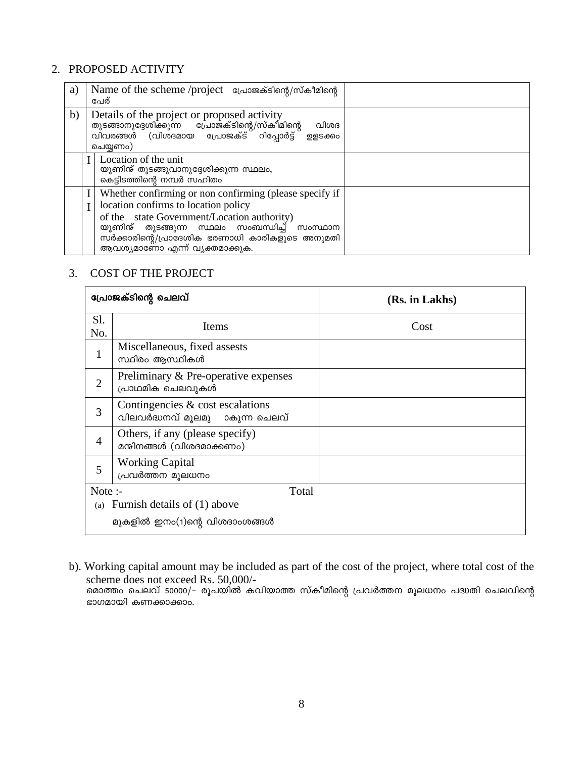## 2. PROPOSED ACTIVITY

| | | | |
|---|---|---|---|
| a) | | Name of the scheme /project പ്രോജക്ടിന്റെ/സ്കീമിന്റെ പേര് | |
| b) | | Details of the project or proposed activity തുടങ്ങാനുദ്ദേശിക്കുന്ന പ്രോജക്ടിന്റെ/സ്കീമിന്റെ വിശദ വിവരങ്ങൾ (വിശദമായ പ്രോജക്ട് റിപ്പോർട്ട് ഉളടക്കം ചെയ്യണം) | |
| | I | Location of the unit യൂണിറ്റ് തുടങ്ങുവാനുദ്ദേശിക്കുന്ന സ്ഥലം, കെട്ടിടത്തിന്റെ നമ്പർ സഹിതം | |
| | II | Whether confirming or non confirming (please specify if location confirms to location policy of the state Government/Location authority) യൂണിറ്റ് തുടങ്ങുന്ന സ്ഥലം സംബന്ധിച്ച് സംസ്ഥാന സർക്കാരിന്റെ/പ്രാദേശിക ഭരണാധി കാരികളുടെ അനുമതി ആവശ്യമാണോ എന്ന് വ്യക്തമാക്കുക. | |

## 3. COST OF THE PROJECT

| പ്രോജക്ടിന്റെ ചെലവ് | | (Rs. in Lakhs) |
|---|---|---|
| Sl. No. | Items | Cost |
| 1 | Miscellaneous, fixed assests സ്ഥിരം ആസ്ഥികൾ | |
| 2 | Preliminary & Pre-operative expenses പ്രാഥമിക ചെലവുകൾ | |
| 3 | Contingencies & cost escalations വിലവർദ്ധനവ് മൂലമു ാകുന്ന ചെലവ് | |
| 4 | Others, if any (please specify) മറ്റിനങ്ങൾ (വിശദമാക്കണം) | |
| 5 | Working Capital പ്രവർത്തന മൂലധനം | |
| Note :- | Total | |

(a) Furnish details of (1) above

മുകളിൽ ഇനം(1)ന്റെ വിശദാംശങ്ങൾ

b). Working capital amount may be included as part of the cost of the project, where total cost of the scheme does not exceed Rs. 50,000/-
മൊത്തം ചെലവ് 50000/- രൂപയിൽ കവിയാത്ത സ്കീമിന്റെ പ്രവർത്തന മൂലധനം പദ്ധതി ചെലവിന്റെ ഭാഗമായി കണക്കാക്കാം.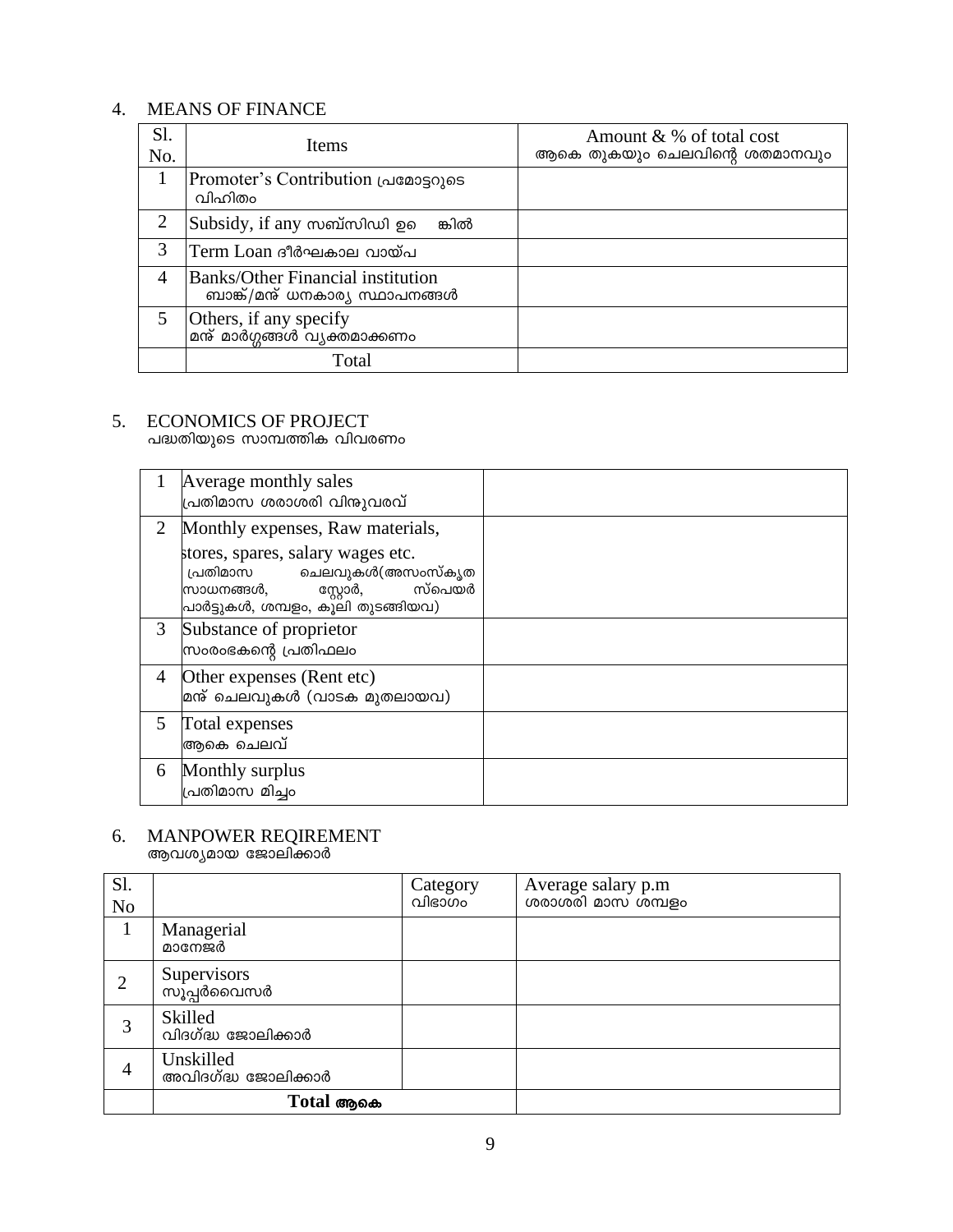## 4. MEANS OF FINANCE

| Sl. No. | Items | Amount & % of total cost ആകെ തുകയും ചെലവിന്റെ ശതമാനവും |
|---|---|---|
| 1 | Promoter's Contribution പ്രമോട്ടറുടെ വിഹിതം | |
| 2 | Subsidy, if any സബ്സിഡി ഉണ്ടെങ്കിൽ | |
| 3 | Term Loan ദീർഘകാല വായ്പ | |
| 4 | Banks/Other Financial institution ബാങ്ക്/മറ്റ് ധനകാര്യ സ്ഥാപനങ്ങൾ | |
| 5 | Others, if any specify മറ്റ് മാർഗ്ഗങ്ങൾ വ്യക്തമാക്കണം | |
| | Total | |

## 5. ECONOMICS OF PROJECT
പദ്ധതിയുടെ സാമ്പത്തിക വിവരണം

| | | |
|---|---|---|
| 1 | Average monthly sales പ്രതിമാസ ശരാശരി വിറ്റുവരവ് | |
| 2 | Monthly expenses, Raw materials, stores, spares, salary wages etc. പ്രതിമാസ ചെലവുകൾ(അസംസ്കൃത സാധനങ്ങൾ, സ്റ്റോർ, സ്പെയർ പാർട്ടുകൾ, ശമ്പളം, കൂലി തുടങ്ങിയവ) | |
| 3 | Substance of proprietor സംരംഭകന്റെ പ്രതിഫലം | |
| 4 | Other expenses (Rent etc) മറ്റ് ചെലവുകൾ (വാടക മുതലായവ) | |
| 5 | Total expenses ആകെ ചെലവ് | |
| 6 | Monthly surplus പ്രതിമാസ മിച്ചം | |

## 6. MANPOWER REQIREMENT
ആവശ്യമായ ജോലിക്കാർ

| Sl. No | | Category വിഭാഗം | Average salary p.m ശരാശരി മാസ ശമ്പളം |
|---|---|---|---|
| 1 | Managerial മാനേജർ | | |
| 2 | Supervisors സൂപ്പർവൈസർ | | |
| 3 | Skilled വിദഗ്ദ്ധ ജോലിക്കാർ | | |
| 4 | Unskilled അവിദഗ്ദ്ധ ജോലിക്കാർ | | |
| | **Total ആകെ** | | |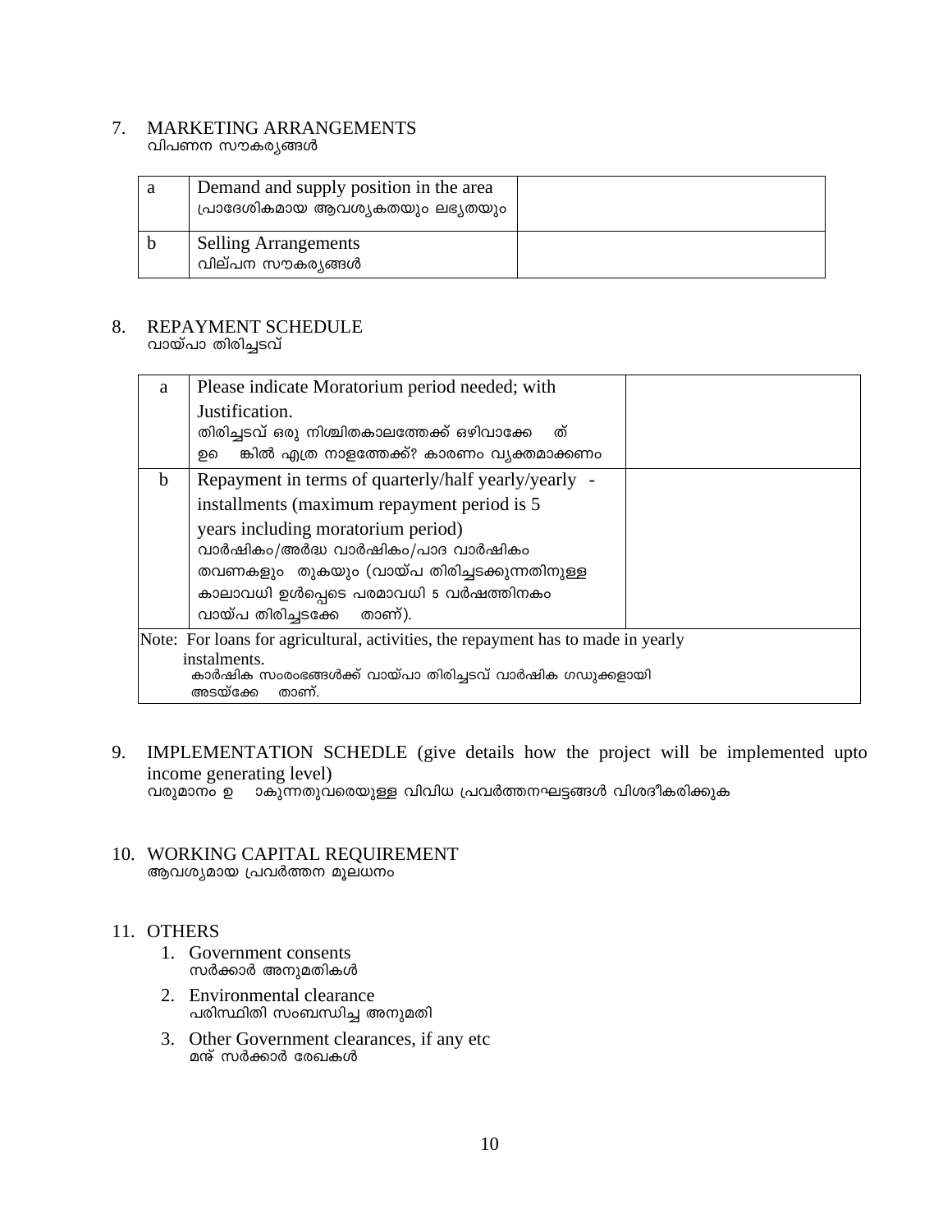7. MARKETING ARRANGEMENTS
   വിപണന സൗകര്യങ്ങൾ

| | | |
|---|---|---|
| a | Demand and supply position in the area<br>പ്രാദേശികമായ ആവശ്യകതയും ലഭ്യതയും | |
| b | Selling Arrangements<br>വില്പന സൗകര്യങ്ങൾ | |

8. REPAYMENT SCHEDULE
   വായ്പാ തിരിച്ചടവ്

| | | |
|---|---|---|
| a | Please indicate Moratorium period needed; with Justification.<br>തിരിച്ചടവ് ഒരു നിശ്ചിതകാലത്തേക്ക് ഒഴിവാക്കേ ത് ഉ ങ്കിൽ എത്ര നാളത്തേക്ക്? കാരണം വ്യക്തമാക്കണം | |
| b | Repayment in terms of quarterly/half yearly/yearly - installments (maximum repayment period is 5 years including moratorium period)<br>വാർഷികം/അർദ്ധ വാർഷികം/പാദ വാർഷികം തവണകളും തുകയും (വായ്പ തിരിച്ചടക്കുന്നതിനുള്ള കാലാവധി ഉൾപ്പെടെ പരമാവധി 5 വർഷത്തിനകം വായ്പ തിരിച്ചടക്കേ താണ്). | |
| Note: For loans for agricultural, activities, the repayment has to made in yearly instalments.<br>കാർഷിക സംരംഭങ്ങൾക്ക് വായ്പാ തിരിച്ചടവ് വാർഷിക ഗഡുക്കളായി അടയ്ക്കേ താണ്. | | |

9. IMPLEMENTATION SCHEDLE (give details how the project will be implemented upto income generating level)
   വരുമാനം ഉ ാകുന്നതുവരെയുള്ള വിവിധ പ്രവർത്തനഘട്ടങ്ങൾ വിശദീകരിക്കുക

10. WORKING CAPITAL REQUIREMENT
    ആവശ്യമായ പ്രവർത്തന മൂലധനം

11. OTHERS
    1. Government consents
       സർക്കാർ അനുമതികൾ
    2. Environmental clearance
       പരിസ്ഥിതി സംബന്ധിച്ച അനുമതി
    3. Other Government clearances, if any etc
       മറ്റ് സർക്കാർ രേഖകൾ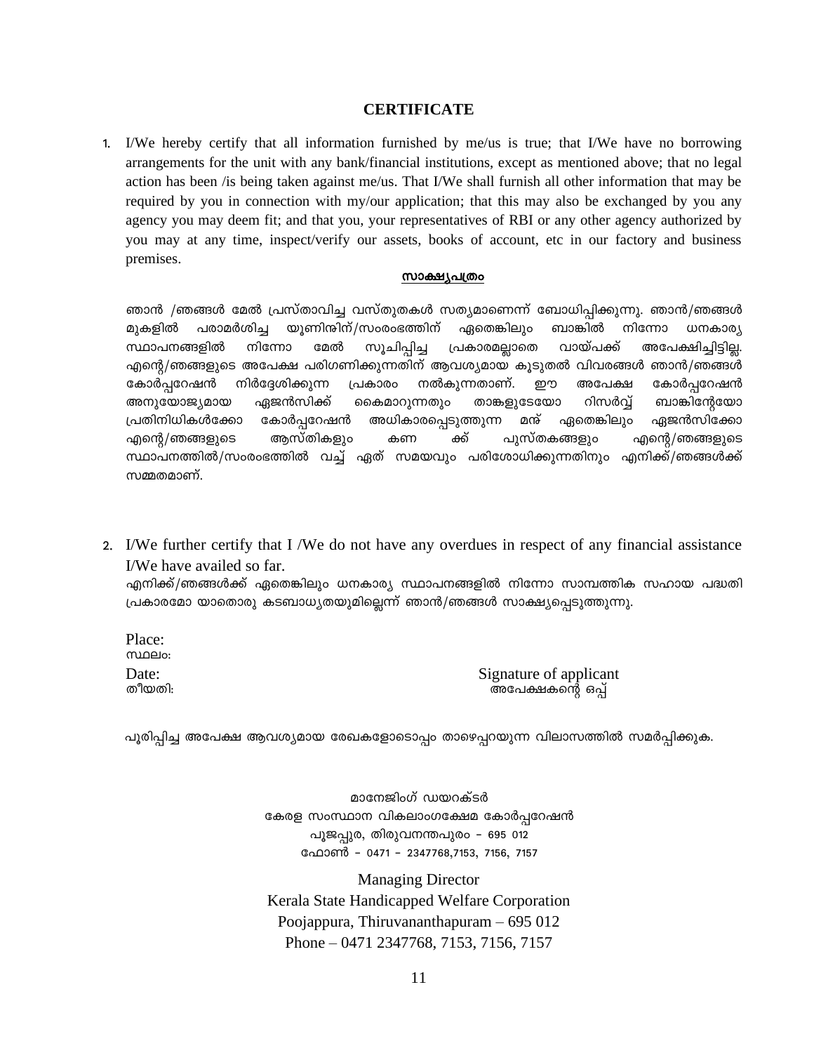## CERTIFICATE

1. I/We hereby certify that all information furnished by me/us is true; that I/We have no borrowing arrangements for the unit with any bank/financial institutions, except as mentioned above; that no legal action has been /is being taken against me/us. That I/We shall furnish all other information that may be required by you in connection with my/our application; that this may also be exchanged by you any agency you may deem fit; and that you, your representatives of RBI or any other agency authorized by you may at any time, inspect/verify our assets, books of account, etc in our factory and business premises.

**സാക്ഷ്യപത്രം**

ഞാൻ /ഞങ്ങൾ മേൽ പ്രസ്താവിച്ച വസ്തുതകൾ സത്യമാണെന്ന് ബോധിപ്പിക്കുന്നു. ഞാൻ/ഞങ്ങൾ മുകളിൽ പരാമർശിച്ച യൂണിറ്റിന്/സംരംഭത്തിന് ഏതെങ്കിലും ബാങ്കിൽ നിന്നോ ധനകാര്യ സ്ഥാപനങ്ങളിൽ നിന്നോ മേൽ സൂചിപ്പിച്ച പ്രകാരമല്ലാതെ വായ്പക്ക് അപേക്ഷിച്ചിട്ടില്ല. എന്റെ/ഞങ്ങളുടെ അപേക്ഷ പരിഗണിക്കുന്നതിന് ആവശ്യമായ കൂടുതൽ വിവരങ്ങൾ ഞാൻ/ഞങ്ങൾ കോർപ്പറേഷൻ നിർദ്ദേശിക്കുന്ന പ്രകാരം നൽകുന്നതാണ്. ഈ അപേക്ഷ കോർപ്പറേഷൻ അനുയോജ്യമായ ഏജൻസിക്ക് കൈമാറുന്നതും താങ്കളുടേയോ റിസർവ്വ് ബാങ്കിന്റേയോ പ്രതിനിധികൾക്കോ കോർപ്പറേഷൻ അധികാരപ്പെടുത്തുന്ന മറ്റ് ഏതെങ്കിലും ഏജൻസിക്കോ എന്റെ/ഞങ്ങളുടെ ആസ്തികളും കണക്ക് പുസ്തകങ്ങളും എന്റെ/ഞങ്ങളുടെ സ്ഥാപനത്തിൽ/സംരംഭത്തിൽ വച്ച് ഏത് സമയവും പരിശോധിക്കുന്നതിനും എനിക്ക്/ഞങ്ങൾക്ക് സമ്മതമാണ്.

2. I/We further certify that I /We do not have any overdues in respect of any financial assistance I/We have availed so far.
എനിക്ക്/ഞങ്ങൾക്ക് ഏതെങ്കിലും ധനകാര്യ സ്ഥാപനങ്ങളിൽ നിന്നോ സാമ്പത്തിക സഹായ പദ്ധതി പ്രകാരമോ യാതൊരു കടബാധ്യതയുമില്ലെന്ന് ഞാൻ/ഞങ്ങൾ സാക്ഷ്യപ്പെടുത്തുന്നു.

Place:
സ്ഥലം:

Date:
തീയതി:

Signature of applicant
അപേക്ഷകന്റെ ഒപ്പ്

പൂരിപ്പിച്ച അപേക്ഷ ആവശ്യമായ രേഖകളോടൊപ്പം താഴെപ്പറയുന്ന വിലാസത്തിൽ സമർപ്പിക്കുക.

മാനേജിംഗ് ഡയറക്ടർ
കേരള സംസ്ഥാന വികലാംഗക്ഷേമ കോർപ്പറേഷൻ
പൂജപ്പുര, തിരുവനന്തപുരം - 695 012
ഫോൺ - 0471 - 2347768,7153, 7156, 7157

Managing Director
Kerala State Handicapped Welfare Corporation
Poojappura, Thiruvananthapuram – 695 012
Phone – 0471 2347768, 7153, 7156, 7157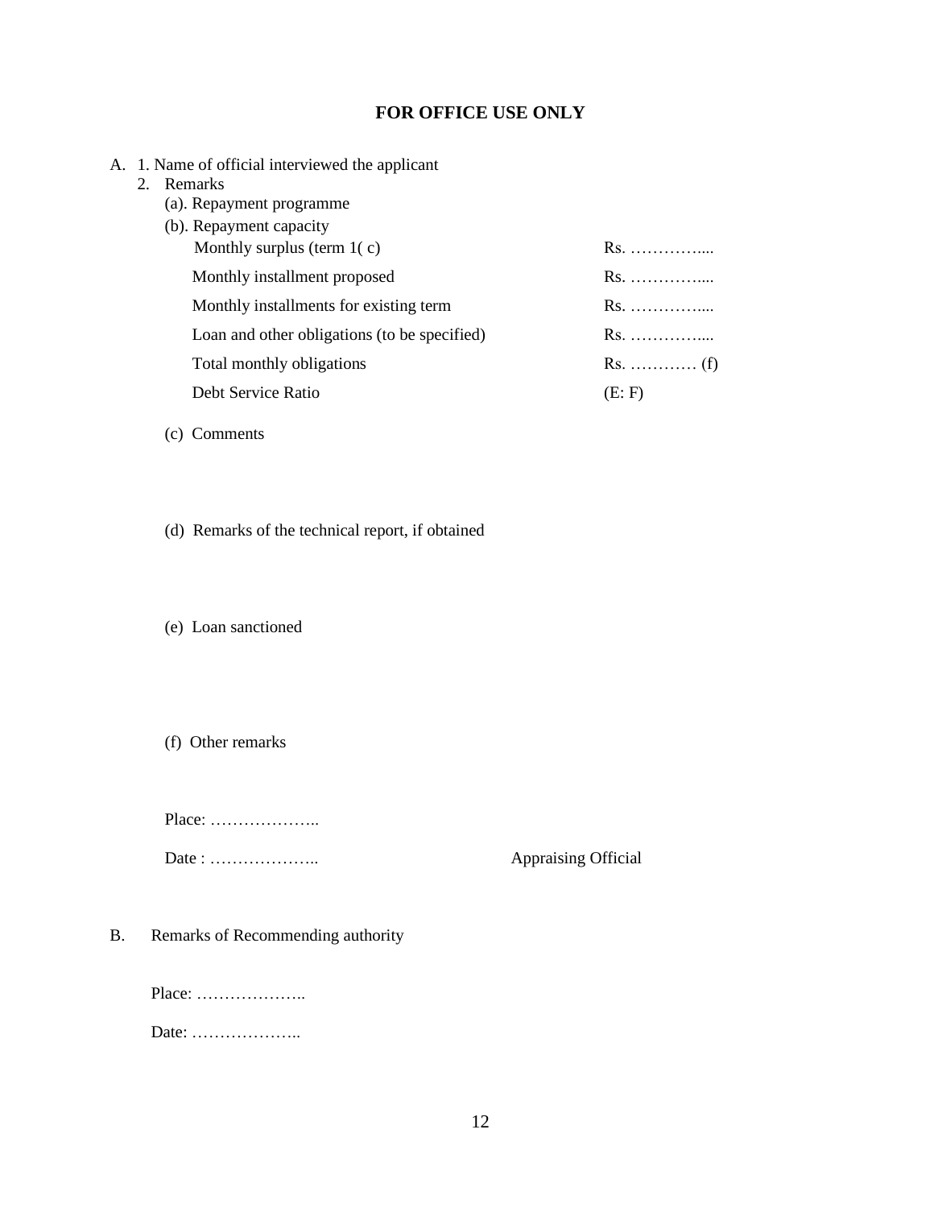## FOR OFFICE USE ONLY

A. 1. Name of official interviewed the applicant

2. Remarks

(a). Repayment programme

(b). Repayment capacity

| | |
|---|---|
| Monthly surplus (term 1( c) | Rs. ………….... |
| Monthly installment proposed | Rs. ………….... |
| Monthly installments for existing term | Rs. ………….... |
| Loan and other obligations (to be specified) | Rs. ………….... |
| Total monthly obligations | Rs. ………… (f) |
| Debt Service Ratio | (E: F) |

(c) Comments

(d) Remarks of the technical report, if obtained

(e) Loan sanctioned

(f) Other remarks

Place: ………………..

Date : ……………….. Appraising Official

B. Remarks of Recommending authority

Place: ………………..

Date: ………………..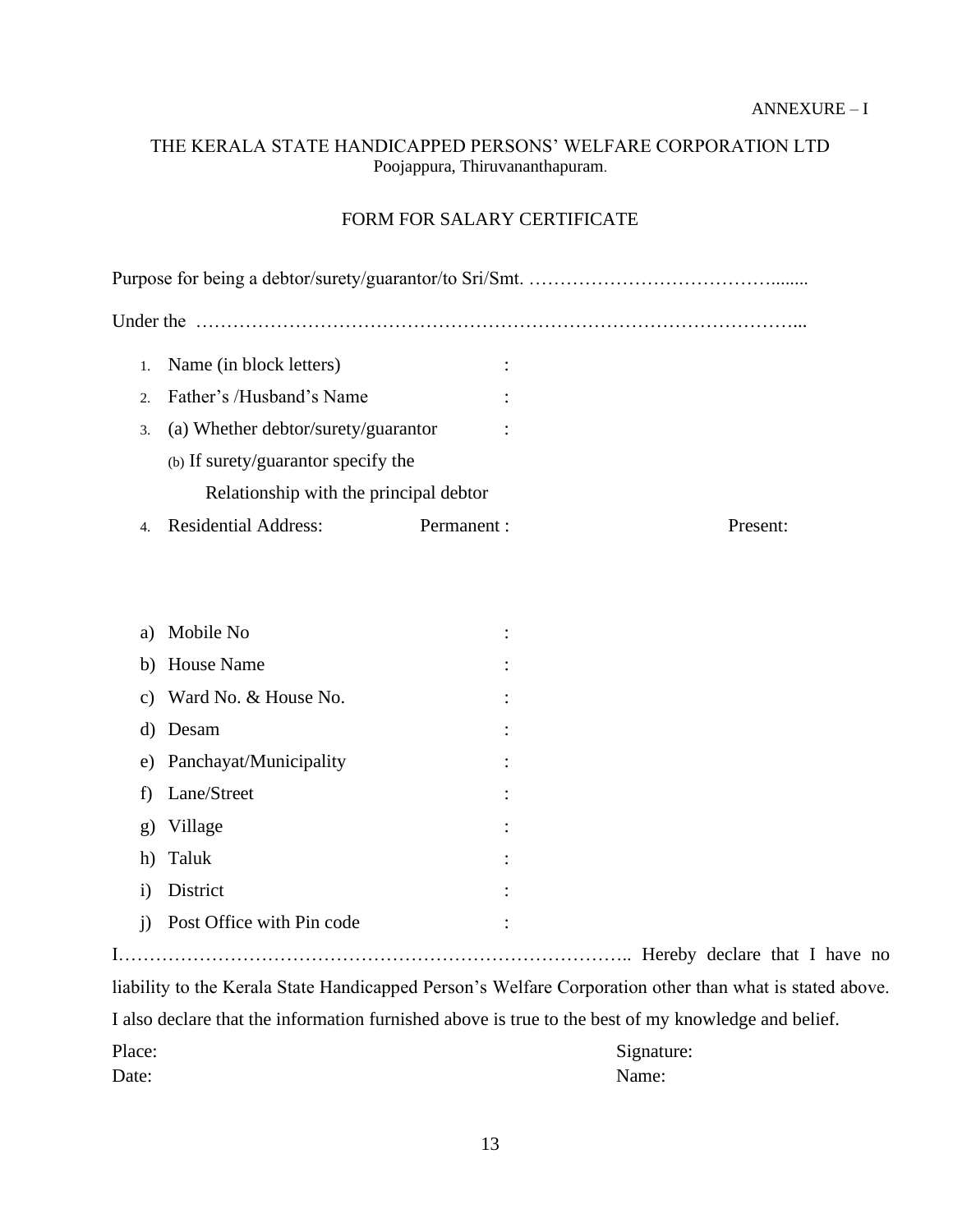ANNEXURE – I

THE KERALA STATE HANDICAPPED PERSONS' WELFARE CORPORATION LTD
Poojappura, Thiruvananthapuram.

## FORM FOR SALARY CERTIFICATE

Purpose for being a debtor/surety/guarantor/to Sri/Smt. …………………………………........

Under the ……………………………………………………………………………………...

1. Name (in block letters) :
2. Father's /Husband's Name :
3. (a) Whether debtor/surety/guarantor :
   (b) If surety/guarantor specify the Relationship with the principal debtor
4. Residential Address: Permanent : Present:

a) Mobile No :
b) House Name :
c) Ward No. & House No. :
d) Desam :
e) Panchayat/Municipality :
f) Lane/Street :
g) Village :
h) Taluk :
i) District :
j) Post Office with Pin code :

I……………………………………………………………………….. Hereby declare that I have no liability to the Kerala State Handicapped Person's Welfare Corporation other than what is stated above. I also declare that the information furnished above is true to the best of my knowledge and belief.

Place: Signature:
Date: Name: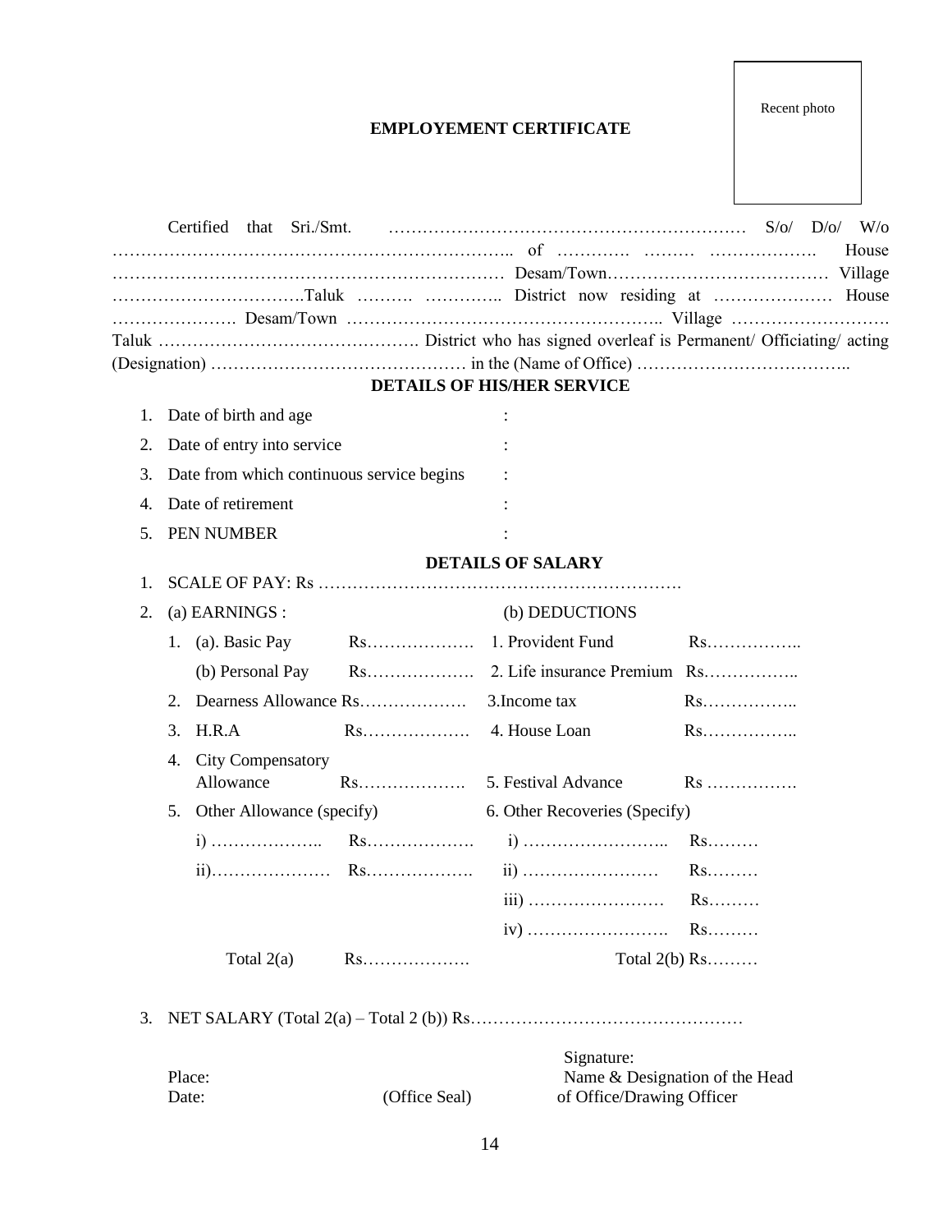Recent photo

**EMPLOYEMENT CERTIFICATE**

Certified that Sri./Smt. ……………………………………………………… S/o/ D/o/ W/o …………………………………………………………….. of …………. ……… ………………. House …………………………………………………………… Desam/Town………………………………… Village ……………………………Taluk ………. ………….. District now residing at ………………… House …………………. Desam/Town …………………………………………….. Village ………………………. Taluk ………………………………………. District who has signed overleaf is Permanent/ Officiating/ acting (Designation) ……………………………………… in the (Name of Office) ………………………………..

**DETAILS OF HIS/HER SERVICE**

1. Date of birth and age :
2. Date of entry into service :
3. Date from which continuous service begins :
4. Date of retirement :
5. PEN NUMBER :

**DETAILS OF SALARY**

1. SCALE OF PAY: Rs ……………………………………………………….
2. (a) EARNINGS : (b) DEDUCTIONS

| (a) EARNINGS | | (b) DEDUCTIONS | |
|---|---|---|---|
| 1. (a). Basic Pay | Rs………………. | 1. Provident Fund | Rs…………….. |
| (b) Personal Pay | Rs………………. | 2. Life insurance Premium | Rs…………….. |
| 2. Dearness Allowance | Rs………………. | 3.Income tax | Rs…………….. |
| 3. H.R.A | Rs………………. | 4. House Loan | Rs…………….. |
| 4. City Compensatory Allowance | Rs………………. | 5. Festival Advance | Rs ……………. |
| 5. Other Allowance (specify) | | 6. Other Recoveries (Specify) | |
| i) ……………….. | Rs………………. | i) …………………….. | Rs……… |
| ii)………………… | Rs………………. | ii) …………………… | Rs……… |
| | | iii) …………………… | Rs……… |
| | | iv) ……………………. | Rs……… |
| Total 2(a) | Rs………………. | Total 2(b) | Rs……… |

3. NET SALARY (Total 2(a) – Total 2 (b)) Rs…………………………………………

Place:
Date:

(Office Seal)

Signature:
Name & Designation of the Head of Office/Drawing Officer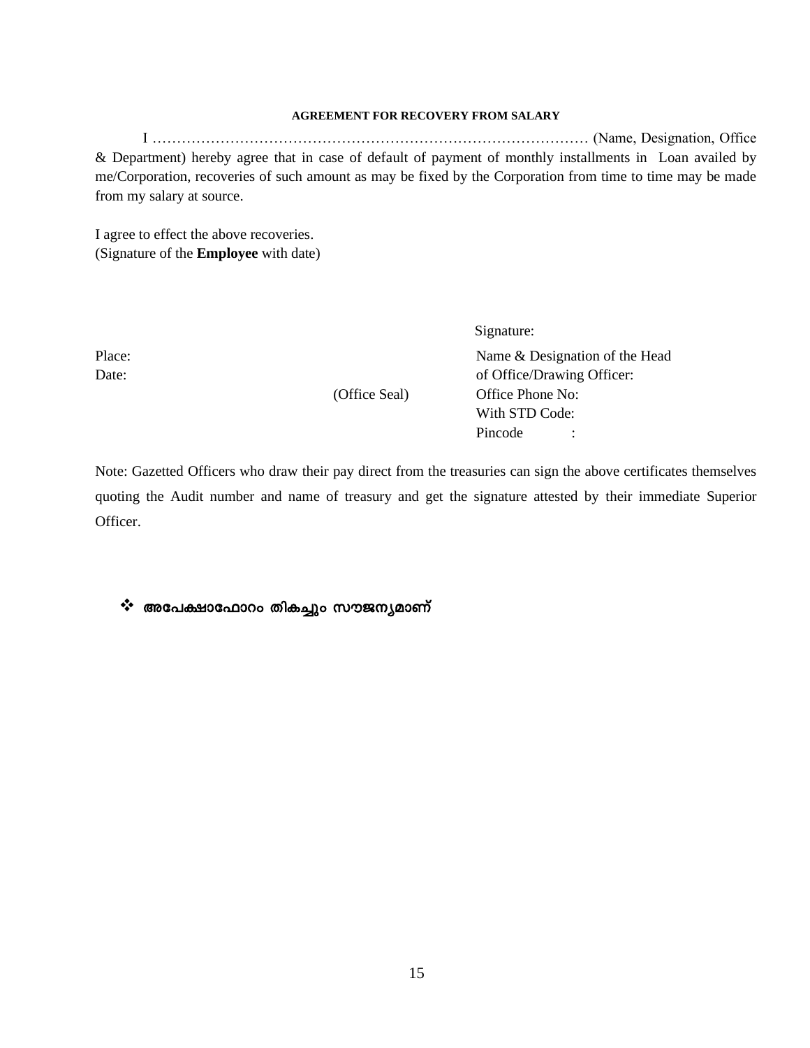**AGREEMENT FOR RECOVERY FROM SALARY**

I ……………………………………………………………………………… (Name, Designation, Office & Department) hereby agree that in case of default of payment of monthly installments in Loan availed by me/Corporation, recoveries of such amount as may be fixed by the Corporation from time to time may be made from my salary at source.

I agree to effect the above recoveries.
(Signature of the **Employee** with date)

Signature:

Place:
Date:

(Office Seal)

Name & Designation of the Head of Office/Drawing Officer:
Office Phone No:
With STD Code:
Pincode :

Note: Gazetted Officers who draw their pay direct from the treasuries can sign the above certificates themselves quoting the Audit number and name of treasury and get the signature attested by their immediate Superior Officer.

- അപേക്ഷാഫോറം തികച്ചും സൗജന്യമാണ്